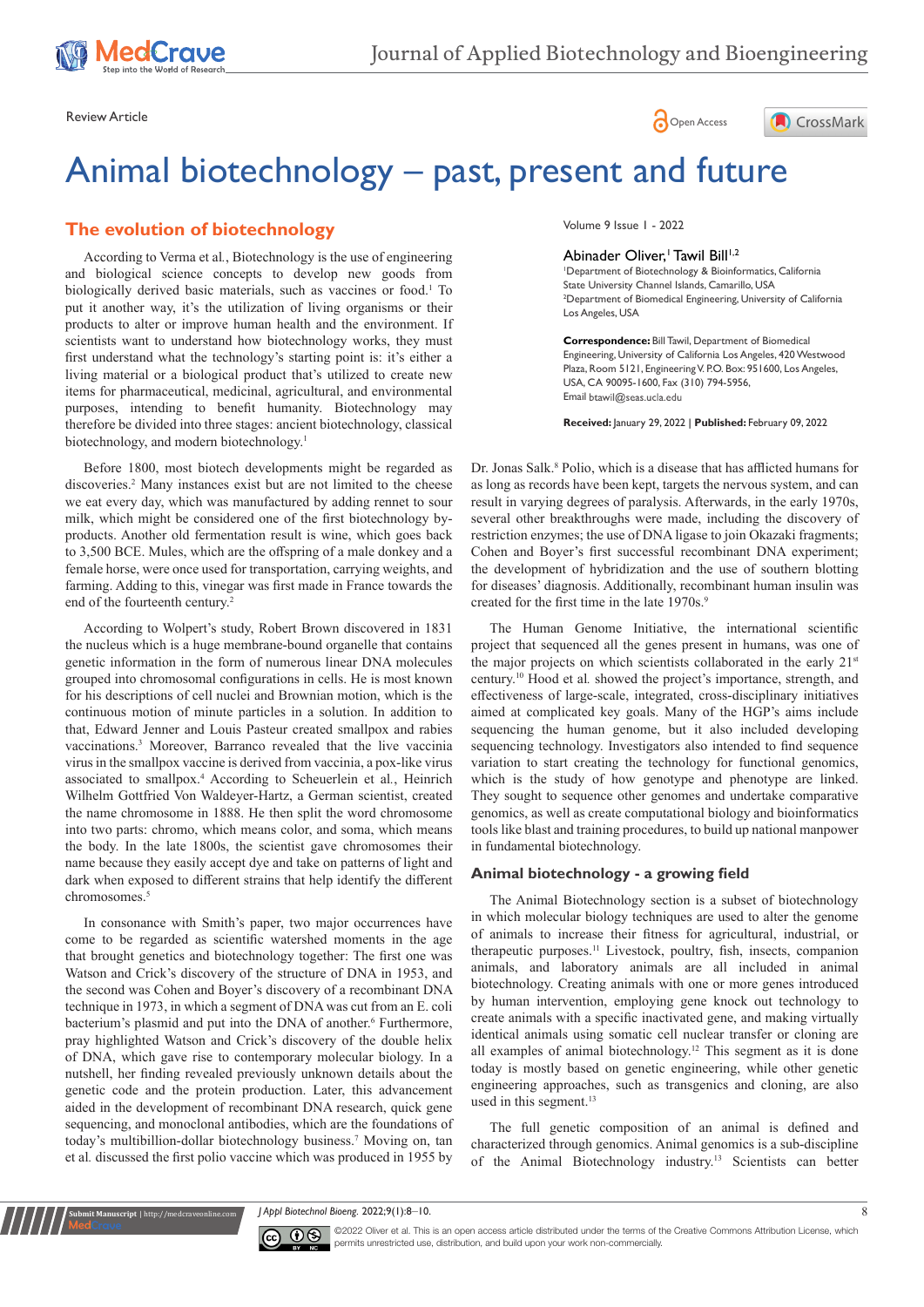Review Article

# Animal biotechnology – past, present and future

Volume 9 Issue 1 - 2022

Abinader Oliver,[1] Tawil Bill[1,2]

[1]Department of Biotechnology & Bioinformatics, California State University Channel Islands, Camarillo, USA

[2]Department of Biomedical Engineering, University of California Los Angeles, USA

**Correspondence:** Bill Tawil, Department of Biomedical Engineering, University of California Los Angeles, 420 Westwood Plaza, Room 5121, Engineering V. P.O. Box: 951600, Los Angeles, USA, CA 90095-1600, Fax (310) 794-5956, Email btawil@seas.ucla.edu

**Received:** January 29, 2022 | **Published:** February 09, 2022

## The evolution of biotechnology

According to Verma et al., Biotechnology is the use of engineering and biological science concepts to develop new goods from biologically derived basic materials, such as vaccines or food.[1] To put it another way, it's the utilization of living organisms or their products to alter or improve human health and the environment. If scientists want to understand how biotechnology works, they must first understand what the technology's starting point is: it's either a living material or a biological product that's utilized to create new items for pharmaceutical, medicinal, agricultural, and environmental purposes, intending to benefit humanity. Biotechnology may therefore be divided into three stages: ancient biotechnology, classical biotechnology, and modern biotechnology.[1]

Before 1800, most biotech developments might be regarded as discoveries.[2] Many instances exist but are not limited to the cheese we eat every day, which was manufactured by adding rennet to sour milk, which might be considered one of the first biotechnology by-products. Another old fermentation result is wine, which goes back to 3,500 BCE. Mules, which are the offspring of a male donkey and a female horse, were once used for transportation, carrying weights, and farming. Adding to this, vinegar was first made in France towards the end of the fourteenth century.[2]

According to Wolpert's study, Robert Brown discovered in 1831 the nucleus which is a huge membrane-bound organelle that contains genetic information in the form of numerous linear DNA molecules grouped into chromosomal configurations in cells. He is most known for his descriptions of cell nuclei and Brownian motion, which is the continuous motion of minute particles in a solution. In addition to that, Edward Jenner and Louis Pasteur created smallpox and rabies vaccinations.[3] Moreover, Barranco revealed that the live vaccinia virus in the smallpox vaccine is derived from vaccinia, a pox-like virus associated to smallpox.[4] According to Scheuerlein et al., Heinrich Wilhelm Gottfried Von Waldeyer-Hartz, a German scientist, created the name chromosome in 1888. He then split the word chromosome into two parts: chromo, which means color, and soma, which means the body. In the late 1800s, the scientist gave chromosomes their name because they easily accept dye and take on patterns of light and dark when exposed to different strains that help identify the different chromosomes.[5]

In consonance with Smith's paper, two major occurrences have come to be regarded as scientific watershed moments in the age that brought genetics and biotechnology together: The first one was Watson and Crick's discovery of the structure of DNA in 1953, and the second was Cohen and Boyer's discovery of a recombinant DNA technique in 1973, in which a segment of DNA was cut from an E. coli bacterium's plasmid and put into the DNA of another.[6] Furthermore, pray highlighted Watson and Crick's discovery of the double helix of DNA, which gave rise to contemporary molecular biology. In a nutshell, her finding revealed previously unknown details about the genetic code and the protein production. Later, this advancement aided in the development of recombinant DNA research, quick gene sequencing, and monoclonal antibodies, which are the foundations of today's multibillion-dollar biotechnology business.[7] Moving on, tan et al. discussed the first polio vaccine which was produced in 1955 by Dr. Jonas Salk.[8] Polio, which is a disease that has afflicted humans for as long as records have been kept, targets the nervous system, and can result in varying degrees of paralysis. Afterwards, in the early 1970s, several other breakthroughs were made, including the discovery of restriction enzymes; the use of DNA ligase to join Okazaki fragments; Cohen and Boyer's first successful recombinant DNA experiment; the development of hybridization and the use of southern blotting for diseases' diagnosis. Additionally, recombinant human insulin was created for the first time in the late 1970s.[9]

The Human Genome Initiative, the international scientific project that sequenced all the genes present in humans, was one of the major projects on which scientists collaborated in the early 21st century.[10] Hood et al. showed the project's importance, strength, and effectiveness of large-scale, integrated, cross-disciplinary initiatives aimed at complicated key goals. Many of the HGP's aims include sequencing the human genome, but it also included developing sequencing technology. Investigators also intended to find sequence variation to start creating the technology for functional genomics, which is the study of how genotype and phenotype are linked. They sought to sequence other genomes and undertake comparative genomics, as well as create computational biology and bioinformatics tools like blast and training procedures, to build up national manpower in fundamental biotechnology.

## Animal biotechnology - a growing field

The Animal Biotechnology section is a subset of biotechnology in which molecular biology techniques are used to alter the genome of animals to increase their fitness for agricultural, industrial, or therapeutic purposes.[11] Livestock, poultry, fish, insects, companion animals, and laboratory animals are all included in animal biotechnology. Creating animals with one or more genes introduced by human intervention, employing gene knock out technology to create animals with a specific inactivated gene, and making virtually identical animals using somatic cell nuclear transfer or cloning are all examples of animal biotechnology.[12] This segment as it is done today is mostly based on genetic engineering, while other genetic engineering approaches, such as transgenics and cloning, are also used in this segment.[13]

The full genetic composition of an animal is defined and characterized through genomics. Animal genomics is a sub-discipline of the Animal Biotechnology industry.[13] Scientists can better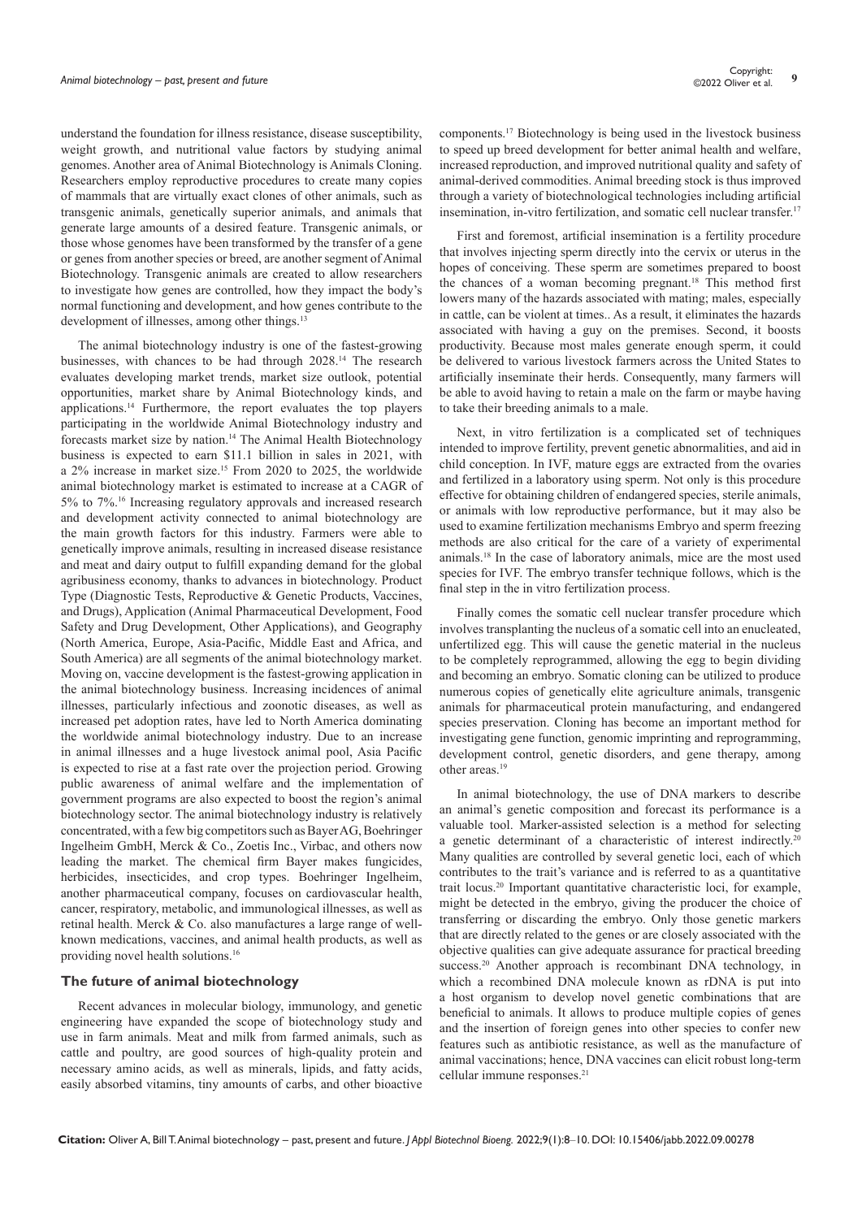understand the foundation for illness resistance, disease susceptibility, weight growth, and nutritional value factors by studying animal genomes. Another area of Animal Biotechnology is Animals Cloning. Researchers employ reproductive procedures to create many copies of mammals that are virtually exact clones of other animals, such as transgenic animals, genetically superior animals, and animals that generate large amounts of a desired feature. Transgenic animals, or those whose genomes have been transformed by the transfer of a gene or genes from another species or breed, are another segment of Animal Biotechnology. Transgenic animals are created to allow researchers to investigate how genes are controlled, how they impact the body's normal functioning and development, and how genes contribute to the development of illnesses, among other things.[13]

The animal biotechnology industry is one of the fastest-growing businesses, with chances to be had through 2028.[14] The research evaluates developing market trends, market size outlook, potential opportunities, market share by Animal Biotechnology kinds, and applications.[14] Furthermore, the report evaluates the top players participating in the worldwide Animal Biotechnology industry and forecasts market size by nation.[14] The Animal Health Biotechnology business is expected to earn $11.1 billion in sales in 2021, with a 2% increase in market size.[15] From 2020 to 2025, the worldwide animal biotechnology market is estimated to increase at a CAGR of 5% to 7%.[16] Increasing regulatory approvals and increased research and development activity connected to animal biotechnology are the main growth factors for this industry. Farmers were able to genetically improve animals, resulting in increased disease resistance and meat and dairy output to fulfill expanding demand for the global agribusiness economy, thanks to advances in biotechnology. Product Type (Diagnostic Tests, Reproductive & Genetic Products, Vaccines, and Drugs), Application (Animal Pharmaceutical Development, Food Safety and Drug Development, Other Applications), and Geography (North America, Europe, Asia-Pacific, Middle East and Africa, and South America) are all segments of the animal biotechnology market. Moving on, vaccine development is the fastest-growing application in the animal biotechnology business. Increasing incidences of animal illnesses, particularly infectious and zoonotic diseases, as well as increased pet adoption rates, have led to North America dominating the worldwide animal biotechnology industry. Due to an increase in animal illnesses and a huge livestock animal pool, Asia Pacific is expected to rise at a fast rate over the projection period. Growing public awareness of animal welfare and the implementation of government programs are also expected to boost the region's animal biotechnology sector. The animal biotechnology industry is relatively concentrated, with a few big competitors such as Bayer AG, Boehringer Ingelheim GmbH, Merck & Co., Zoetis Inc., Virbac, and others now leading the market. The chemical firm Bayer makes fungicides, herbicides, insecticides, and crop types. Boehringer Ingelheim, another pharmaceutical company, focuses on cardiovascular health, cancer, respiratory, metabolic, and immunological illnesses, as well as retinal health. Merck & Co. also manufactures a large range of well-known medications, vaccines, and animal health products, as well as providing novel health solutions.[16]

## The future of animal biotechnology

Recent advances in molecular biology, immunology, and genetic engineering have expanded the scope of biotechnology study and use in farm animals. Meat and milk from farmed animals, such as cattle and poultry, are good sources of high-quality protein and necessary amino acids, as well as minerals, lipids, and fatty acids, easily absorbed vitamins, tiny amounts of carbs, and other bioactive components.[17] Biotechnology is being used in the livestock business to speed up breed development for better animal health and welfare, increased reproduction, and improved nutritional quality and safety of animal-derived commodities. Animal breeding stock is thus improved through a variety of biotechnological technologies including artificial insemination, in-vitro fertilization, and somatic cell nuclear transfer.[17]

First and foremost, artificial insemination is a fertility procedure that involves injecting sperm directly into the cervix or uterus in the hopes of conceiving. These sperm are sometimes prepared to boost the chances of a woman becoming pregnant.[18] This method first lowers many of the hazards associated with mating; males, especially in cattle, can be violent at times.. As a result, it eliminates the hazards associated with having a guy on the premises. Second, it boosts productivity. Because most males generate enough sperm, it could be delivered to various livestock farmers across the United States to artificially inseminate their herds. Consequently, many farmers will be able to avoid having to retain a male on the farm or maybe having to take their breeding animals to a male.

Next, in vitro fertilization is a complicated set of techniques intended to improve fertility, prevent genetic abnormalities, and aid in child conception. In IVF, mature eggs are extracted from the ovaries and fertilized in a laboratory using sperm. Not only is this procedure effective for obtaining children of endangered species, sterile animals, or animals with low reproductive performance, but it may also be used to examine fertilization mechanisms Embryo and sperm freezing methods are also critical for the care of a variety of experimental animals.[18] In the case of laboratory animals, mice are the most used species for IVF. The embryo transfer technique follows, which is the final step in the in vitro fertilization process.

Finally comes the somatic cell nuclear transfer procedure which involves transplanting the nucleus of a somatic cell into an enucleated, unfertilized egg. This will cause the genetic material in the nucleus to be completely reprogrammed, allowing the egg to begin dividing and becoming an embryo. Somatic cloning can be utilized to produce numerous copies of genetically elite agriculture animals, transgenic animals for pharmaceutical protein manufacturing, and endangered species preservation. Cloning has become an important method for investigating gene function, genomic imprinting and reprogramming, development control, genetic disorders, and gene therapy, among other areas.[19]

In animal biotechnology, the use of DNA markers to describe an animal's genetic composition and forecast its performance is a valuable tool. Marker-assisted selection is a method for selecting a genetic determinant of a characteristic of interest indirectly.[20] Many qualities are controlled by several genetic loci, each of which contributes to the trait's variance and is referred to as a quantitative trait locus.[20] Important quantitative characteristic loci, for example, might be detected in the embryo, giving the producer the choice of transferring or discarding the embryo. Only those genetic markers that are directly related to the genes or are closely associated with the objective qualities can give adequate assurance for practical breeding success.[20] Another approach is recombinant DNA technology, in which a recombined DNA molecule known as rDNA is put into a host organism to develop novel genetic combinations that are beneficial to animals. It allows to produce multiple copies of genes and the insertion of foreign genes into other species to confer new features such as antibiotic resistance, as well as the manufacture of animal vaccinations; hence, DNA vaccines can elicit robust long-term cellular immune responses.[21]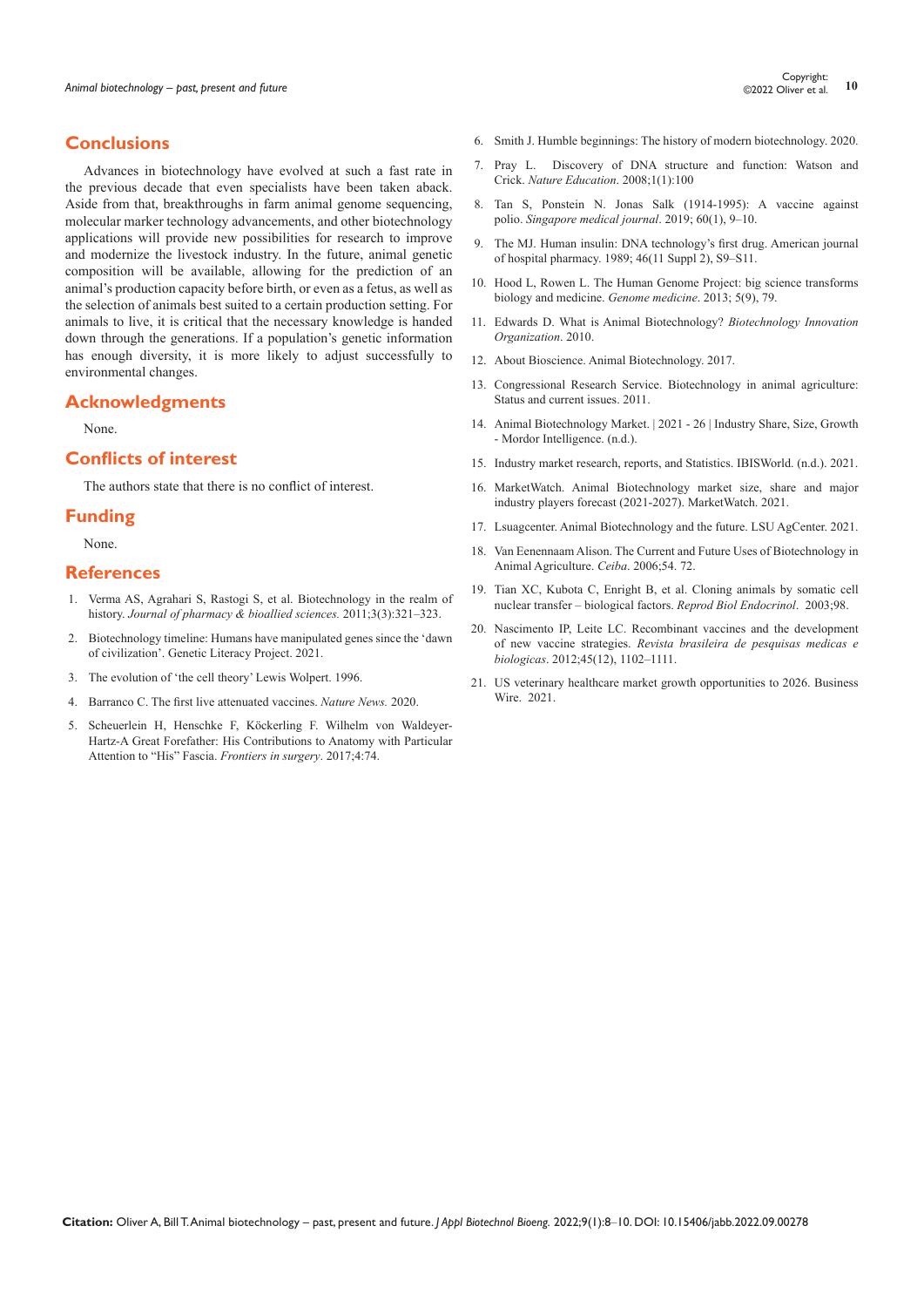## Conclusions

Advances in biotechnology have evolved at such a fast rate in the previous decade that even specialists have been taken aback. Aside from that, breakthroughs in farm animal genome sequencing, molecular marker technology advancements, and other biotechnology applications will provide new possibilities for research to improve and modernize the livestock industry. In the future, animal genetic composition will be available, allowing for the prediction of an animal's production capacity before birth, or even as a fetus, as well as the selection of animals best suited to a certain production setting. For animals to live, it is critical that the necessary knowledge is handed down through the generations. If a population's genetic information has enough diversity, it is more likely to adjust successfully to environmental changes.

## Acknowledgments

None.

## Conflicts of interest

The authors state that there is no conflict of interest.

## Funding

None.

## References

1. Verma AS, Agrahari S, Rastogi S, et al. Biotechnology in the realm of history. *Journal of pharmacy & bioallied sciences.* 2011;3(3):321–323.
2. Biotechnology timeline: Humans have manipulated genes since the 'dawn of civilization'. Genetic Literacy Project. 2021.
3. The evolution of 'the cell theory' Lewis Wolpert. 1996.
4. Barranco C. The first live attenuated vaccines. *Nature News.* 2020.
5. Scheuerlein H, Henschke F, Köckerling F. Wilhelm von Waldeyer-Hartz-A Great Forefather: His Contributions to Anatomy with Particular Attention to "His" Fascia. *Frontiers in surgery*. 2017;4:74.
6. Smith J. Humble beginnings: The history of modern biotechnology. 2020.
7. Pray L. Discovery of DNA structure and function: Watson and Crick. *Nature Education*. 2008;1(1):100
8. Tan S, Ponstein N. Jonas Salk (1914-1995): A vaccine against polio. *Singapore medical journal*. 2019; 60(1), 9–10.
9. The MJ. Human insulin: DNA technology's first drug. American journal of hospital pharmacy. 1989; 46(11 Suppl 2), S9–S11.
10. Hood L, Rowen L. The Human Genome Project: big science transforms biology and medicine. *Genome medicine*. 2013; 5(9), 79.
11. Edwards D. What is Animal Biotechnology? *Biotechnology Innovation Organization*. 2010.
12. About Bioscience. Animal Biotechnology. 2017.
13. Congressional Research Service. Biotechnology in animal agriculture: Status and current issues. 2011.
14. Animal Biotechnology Market. | 2021 - 26 | Industry Share, Size, Growth - Mordor Intelligence. (n.d.).
15. Industry market research, reports, and Statistics. IBISWorld. (n.d.). 2021.
16. MarketWatch. Animal Biotechnology market size, share and major industry players forecast (2021-2027). MarketWatch. 2021.
17. Lsuagcenter. Animal Biotechnology and the future. LSU AgCenter. 2021.
18. Van Eenennaam Alison. The Current and Future Uses of Biotechnology in Animal Agriculture. *Ceiba*. 2006;54. 72.
19. Tian XC, Kubota C, Enright B, et al. Cloning animals by somatic cell nuclear transfer – biological factors. *Reprod Biol Endocrinol*. 2003;98.
20. Nascimento IP, Leite LC. Recombinant vaccines and the development of new vaccine strategies. *Revista brasileira de pesquisas medicas e biologicas*. 2012;45(12), 1102–1111.
21. US veterinary healthcare market growth opportunities to 2026. Business Wire. 2021.